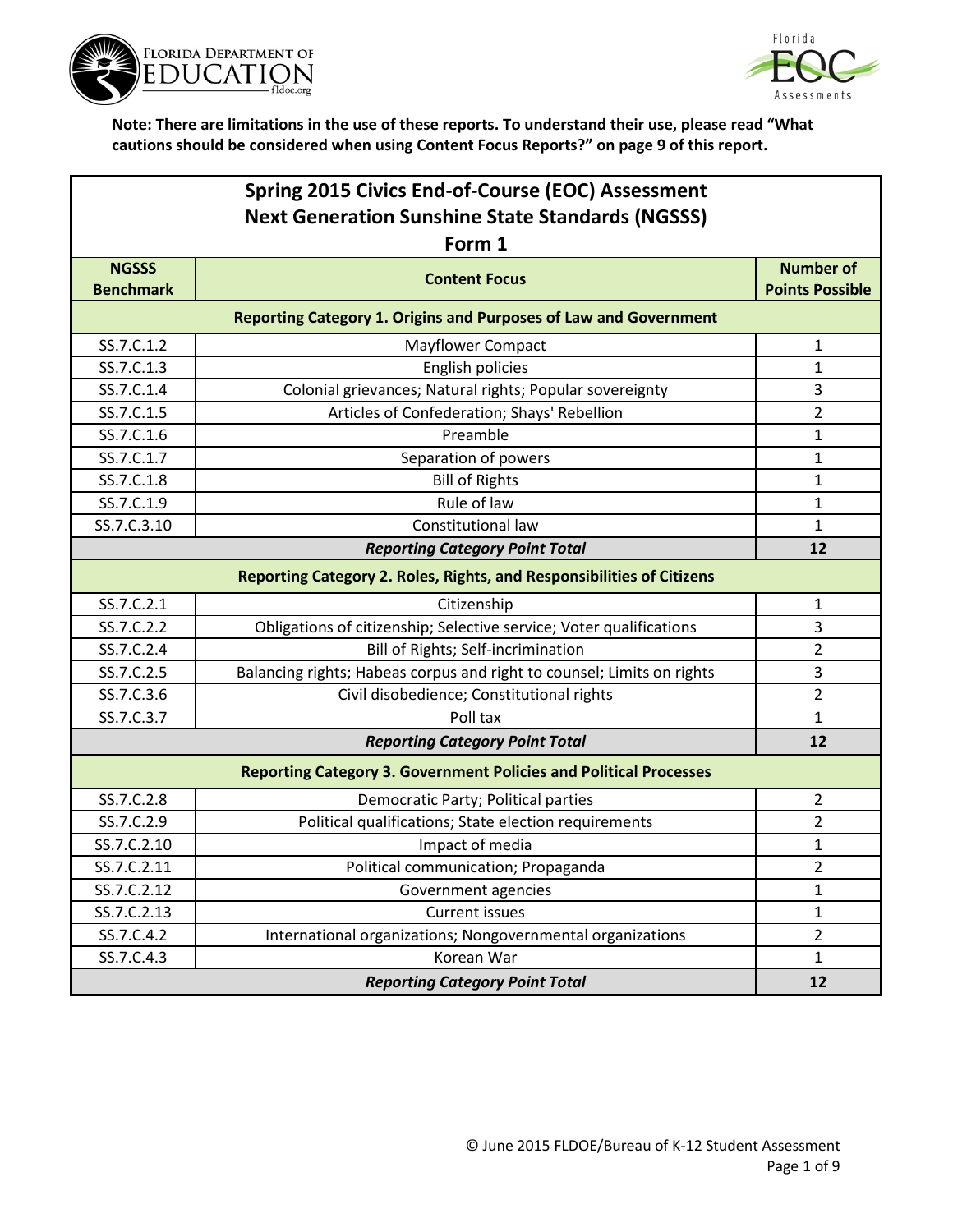**Note: There are limitations in the use of these reports. To understand their use, please read "What cautions should be considered when using Content Focus Reports?" on page 9 of this report.**

## Spring 2015 Civics End-of-Course (EOC) Assessment
## Next Generation Sunshine State Standards (NGSSS)
### Form 1

| NGSSS Benchmark | Content Focus | Number of Points Possible |
|---|---|---|
| **Reporting Category 1. Origins and Purposes of Law and Government** | | |
| SS.7.C.1.2 | Mayflower Compact | 1 |
| SS.7.C.1.3 | English policies | 1 |
| SS.7.C.1.4 | Colonial grievances; Natural rights; Popular sovereignty | 3 |
| SS.7.C.1.5 | Articles of Confederation; Shays' Rebellion | 2 |
| SS.7.C.1.6 | Preamble | 1 |
| SS.7.C.1.7 | Separation of powers | 1 |
| SS.7.C.1.8 | Bill of Rights | 1 |
| SS.7.C.1.9 | Rule of law | 1 |
| SS.7.C.3.10 | Constitutional law | 1 |
| ***Reporting Category Point Total*** | | **12** |
| **Reporting Category 2. Roles, Rights, and Responsibilities of Citizens** | | |
| SS.7.C.2.1 | Citizenship | 1 |
| SS.7.C.2.2 | Obligations of citizenship; Selective service; Voter qualifications | 3 |
| SS.7.C.2.4 | Bill of Rights; Self-incrimination | 2 |
| SS.7.C.2.5 | Balancing rights; Habeas corpus and right to counsel; Limits on rights | 3 |
| SS.7.C.3.6 | Civil disobedience; Constitutional rights | 2 |
| SS.7.C.3.7 | Poll tax | 1 |
| ***Reporting Category Point Total*** | | **12** |
| **Reporting Category 3. Government Policies and Political Processes** | | |
| SS.7.C.2.8 | Democratic Party; Political parties | 2 |
| SS.7.C.2.9 | Political qualifications; State election requirements | 2 |
| SS.7.C.2.10 | Impact of media | 1 |
| SS.7.C.2.11 | Political communication; Propaganda | 2 |
| SS.7.C.2.12 | Government agencies | 1 |
| SS.7.C.2.13 | Current issues | 1 |
| SS.7.C.4.2 | International organizations; Nongovernmental organizations | 2 |
| SS.7.C.4.3 | Korean War | 1 |
| ***Reporting Category Point Total*** | | **12** |

© June 2015 FLDOE/Bureau of K-12 Student Assessment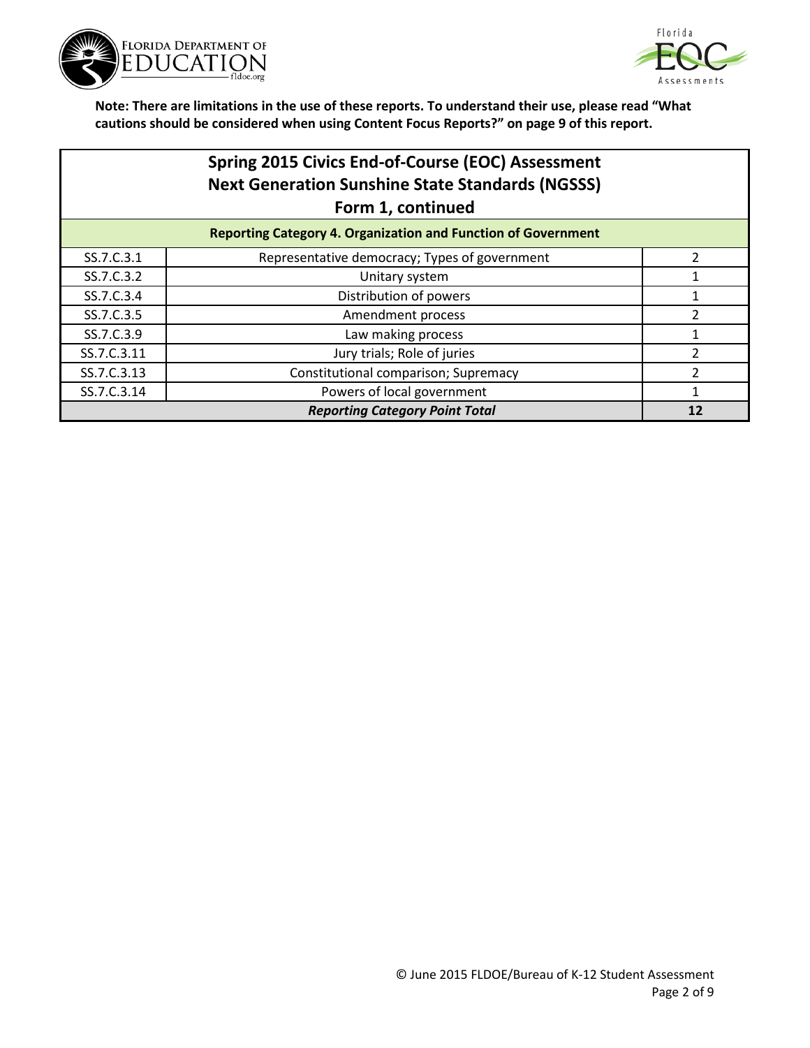**Note: There are limitations in the use of these reports. To understand their use, please read "What cautions should be considered when using Content Focus Reports?" on page 9 of this report.**

## Spring 2015 Civics End-of-Course (EOC) Assessment
## Next Generation Sunshine State Standards (NGSSS)
## Form 1, continued

| Reporting Category 4. Organization and Function of Government | | |
|---|---|---|
| SS.7.C.3.1 | Representative democracy; Types of government | 2 |
| SS.7.C.3.2 | Unitary system | 1 |
| SS.7.C.3.4 | Distribution of powers | 1 |
| SS.7.C.3.5 | Amendment process | 2 |
| SS.7.C.3.9 | Law making process | 1 |
| SS.7.C.3.11 | Jury trials; Role of juries | 2 |
| SS.7.C.3.13 | Constitutional comparison; Supremacy | 2 |
| SS.7.C.3.14 | Powers of local government | 1 |
| ***Reporting Category Point Total*** | | **12** |

© June 2015 FLDOE/Bureau of K-12 Student Assessment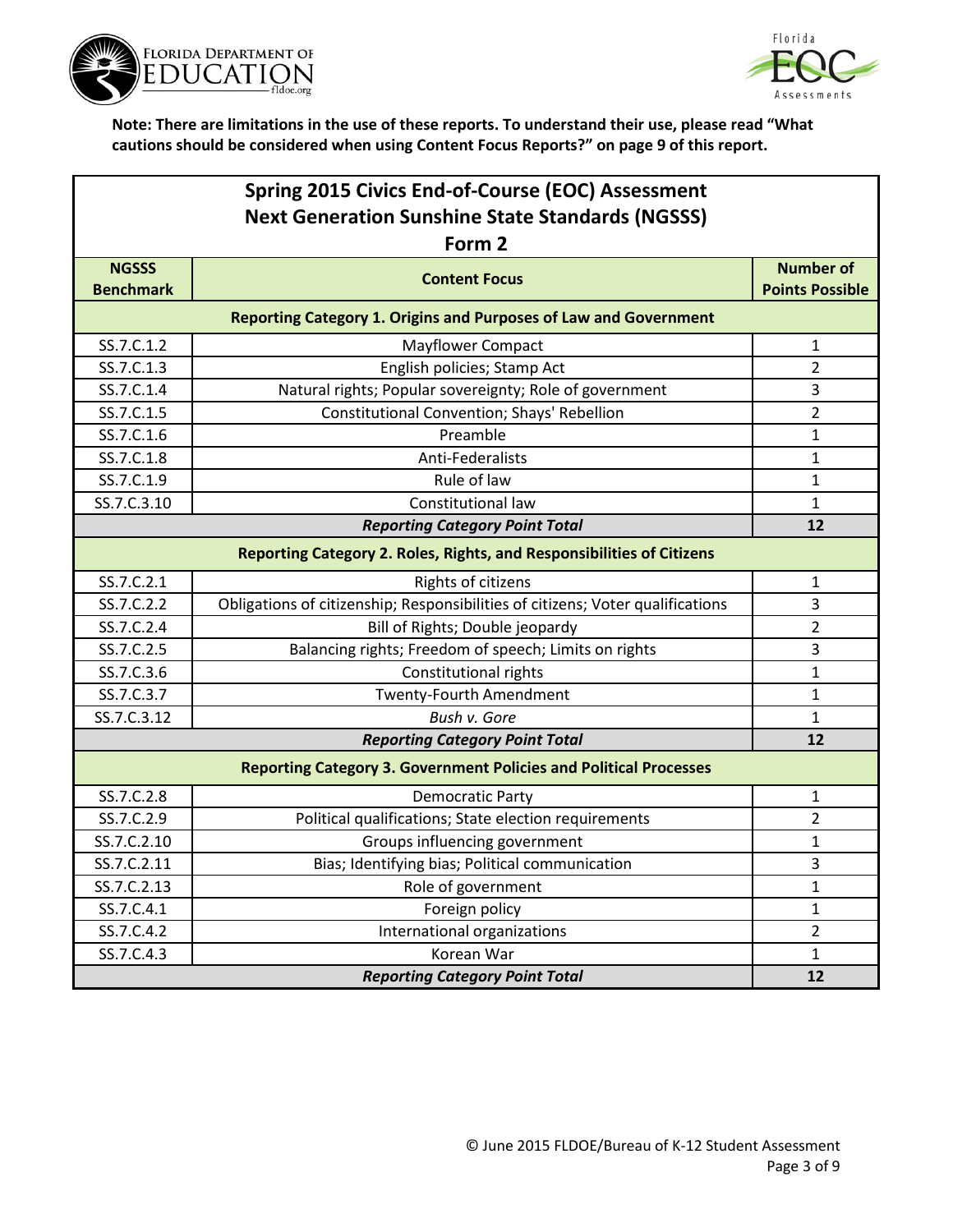**Note: There are limitations in the use of these reports. To understand their use, please read "What cautions should be considered when using Content Focus Reports?" on page 9 of this report.**

## Spring 2015 Civics End-of-Course (EOC) Assessment
## Next Generation Sunshine State Standards (NGSSS)
### Form 2

| NGSSS Benchmark | Content Focus | Number of Points Possible |
|---|---|---|
| **Reporting Category 1. Origins and Purposes of Law and Government** | | |
| SS.7.C.1.2 | Mayflower Compact | 1 |
| SS.7.C.1.3 | English policies; Stamp Act | 2 |
| SS.7.C.1.4 | Natural rights; Popular sovereignty; Role of government | 3 |
| SS.7.C.1.5 | Constitutional Convention; Shays' Rebellion | 2 |
| SS.7.C.1.6 | Preamble | 1 |
| SS.7.C.1.8 | Anti-Federalists | 1 |
| SS.7.C.1.9 | Rule of law | 1 |
| SS.7.C.3.10 | Constitutional law | 1 |
| ***Reporting Category Point Total*** | | **12** |
| **Reporting Category 2. Roles, Rights, and Responsibilities of Citizens** | | |
| SS.7.C.2.1 | Rights of citizens | 1 |
| SS.7.C.2.2 | Obligations of citizenship; Responsibilities of citizens; Voter qualifications | 3 |
| SS.7.C.2.4 | Bill of Rights; Double jeopardy | 2 |
| SS.7.C.2.5 | Balancing rights; Freedom of speech; Limits on rights | 3 |
| SS.7.C.3.6 | Constitutional rights | 1 |
| SS.7.C.3.7 | Twenty-Fourth Amendment | 1 |
| SS.7.C.3.12 | *Bush v. Gore* | 1 |
| ***Reporting Category Point Total*** | | **12** |
| **Reporting Category 3. Government Policies and Political Processes** | | |
| SS.7.C.2.8 | Democratic Party | 1 |
| SS.7.C.2.9 | Political qualifications; State election requirements | 2 |
| SS.7.C.2.10 | Groups influencing government | 1 |
| SS.7.C.2.11 | Bias; Identifying bias; Political communication | 3 |
| SS.7.C.2.13 | Role of government | 1 |
| SS.7.C.4.1 | Foreign policy | 1 |
| SS.7.C.4.2 | International organizations | 2 |
| SS.7.C.4.3 | Korean War | 1 |
| ***Reporting Category Point Total*** | | **12** |

© June 2015 FLDOE/Bureau of K-12 Student Assessment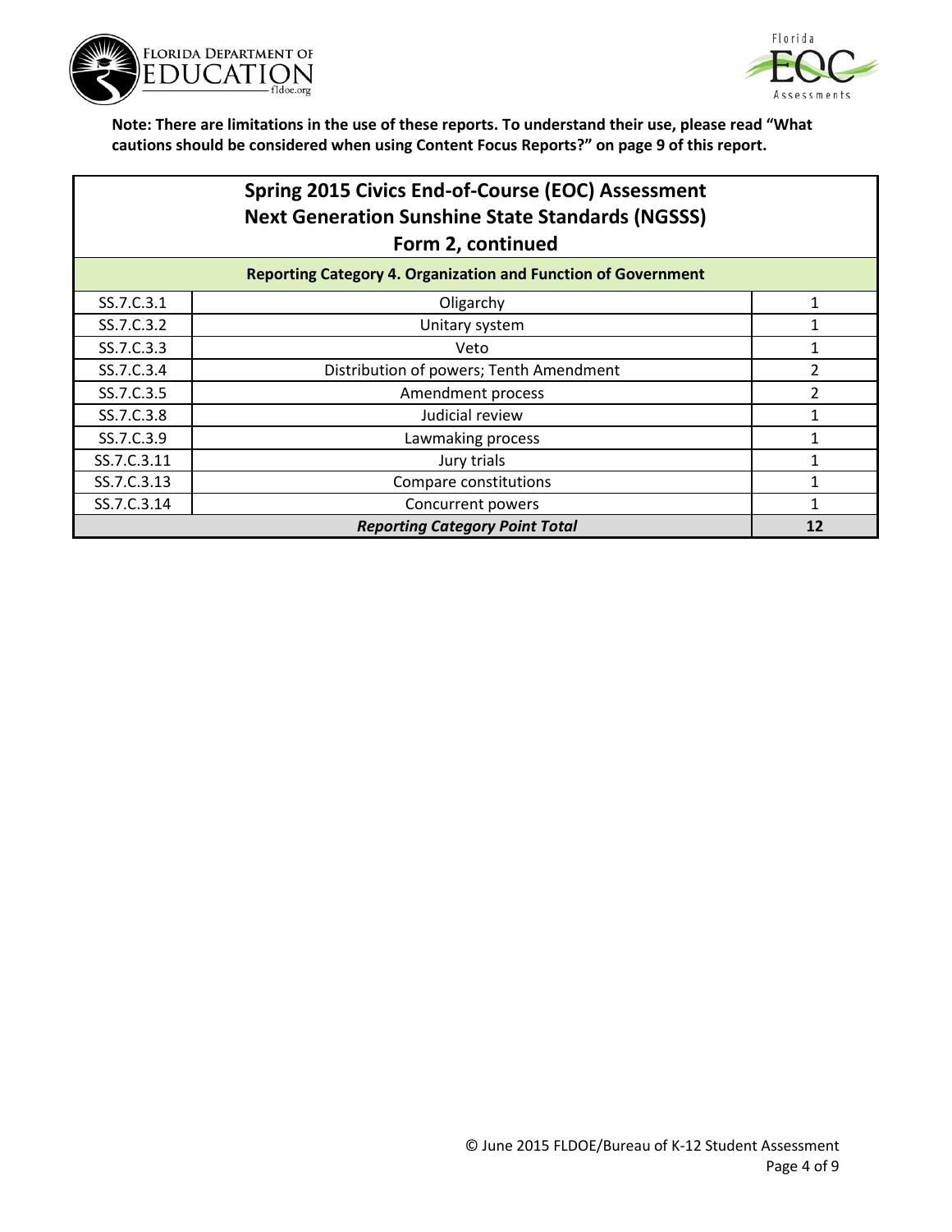**Note: There are limitations in the use of these reports. To understand their use, please read "What cautions should be considered when using Content Focus Reports?" on page 9 of this report.**

## Spring 2015 Civics End-of-Course (EOC) Assessment
## Next Generation Sunshine State Standards (NGSSS)
## Form 2, continued

| Reporting Category 4. Organization and Function of Government | | |
|---|---|---|
| SS.7.C.3.1 | Oligarchy | 1 |
| SS.7.C.3.2 | Unitary system | 1 |
| SS.7.C.3.3 | Veto | 1 |
| SS.7.C.3.4 | Distribution of powers; Tenth Amendment | 2 |
| SS.7.C.3.5 | Amendment process | 2 |
| SS.7.C.3.8 | Judicial review | 1 |
| SS.7.C.3.9 | Lawmaking process | 1 |
| SS.7.C.3.11 | Jury trials | 1 |
| SS.7.C.3.13 | Compare constitutions | 1 |
| SS.7.C.3.14 | Concurrent powers | 1 |
| ***Reporting Category Point Total*** | | **12** |

© June 2015 FLDOE/Bureau of K-12 Student Assessment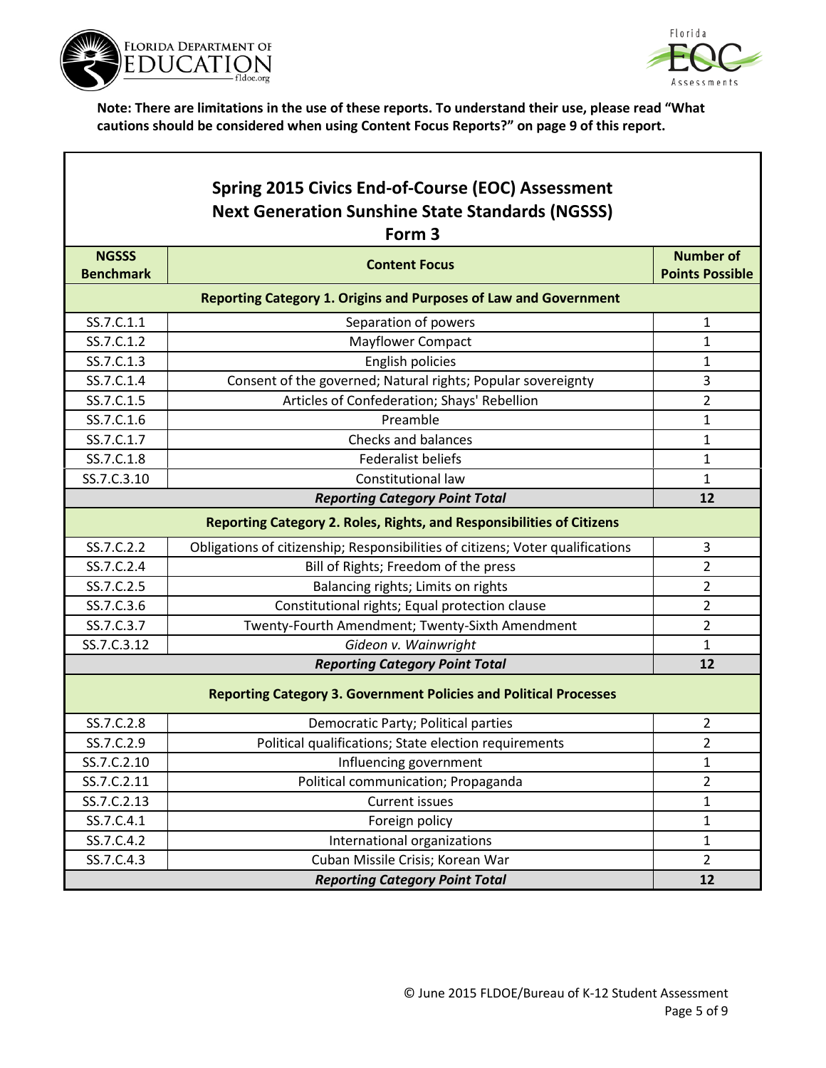**Note: There are limitations in the use of these reports. To understand their use, please read "What cautions should be considered when using Content Focus Reports?" on page 9 of this report.**

## Spring 2015 Civics End-of-Course (EOC) Assessment
## Next Generation Sunshine State Standards (NGSSS)
### Form 3

| NGSSS Benchmark | Content Focus | Number of Points Possible |
|---|---|---|
| **Reporting Category 1. Origins and Purposes of Law and Government** | | |
| SS.7.C.1.1 | Separation of powers | 1 |
| SS.7.C.1.2 | Mayflower Compact | 1 |
| SS.7.C.1.3 | English policies | 1 |
| SS.7.C.1.4 | Consent of the governed; Natural rights; Popular sovereignty | 3 |
| SS.7.C.1.5 | Articles of Confederation; Shays' Rebellion | 2 |
| SS.7.C.1.6 | Preamble | 1 |
| SS.7.C.1.7 | Checks and balances | 1 |
| SS.7.C.1.8 | Federalist beliefs | 1 |
| SS.7.C.3.10 | Constitutional law | 1 |
| | ***Reporting Category Point Total*** | **12** |
| **Reporting Category 2. Roles, Rights, and Responsibilities of Citizens** | | |
| SS.7.C.2.2 | Obligations of citizenship; Responsibilities of citizens; Voter qualifications | 3 |
| SS.7.C.2.4 | Bill of Rights; Freedom of the press | 2 |
| SS.7.C.2.5 | Balancing rights; Limits on rights | 2 |
| SS.7.C.3.6 | Constitutional rights; Equal protection clause | 2 |
| SS.7.C.3.7 | Twenty-Fourth Amendment; Twenty-Sixth Amendment | 2 |
| SS.7.C.3.12 | *Gideon v. Wainwright* | 1 |
| | ***Reporting Category Point Total*** | **12** |
| **Reporting Category 3. Government Policies and Political Processes** | | |
| SS.7.C.2.8 | Democratic Party; Political parties | 2 |
| SS.7.C.2.9 | Political qualifications; State election requirements | 2 |
| SS.7.C.2.10 | Influencing government | 1 |
| SS.7.C.2.11 | Political communication; Propaganda | 2 |
| SS.7.C.2.13 | Current issues | 1 |
| SS.7.C.4.1 | Foreign policy | 1 |
| SS.7.C.4.2 | International organizations | 1 |
| SS.7.C.4.3 | Cuban Missile Crisis; Korean War | 2 |
| | ***Reporting Category Point Total*** | **12** |

© June 2015 FLDOE/Bureau of K-12 Student Assessment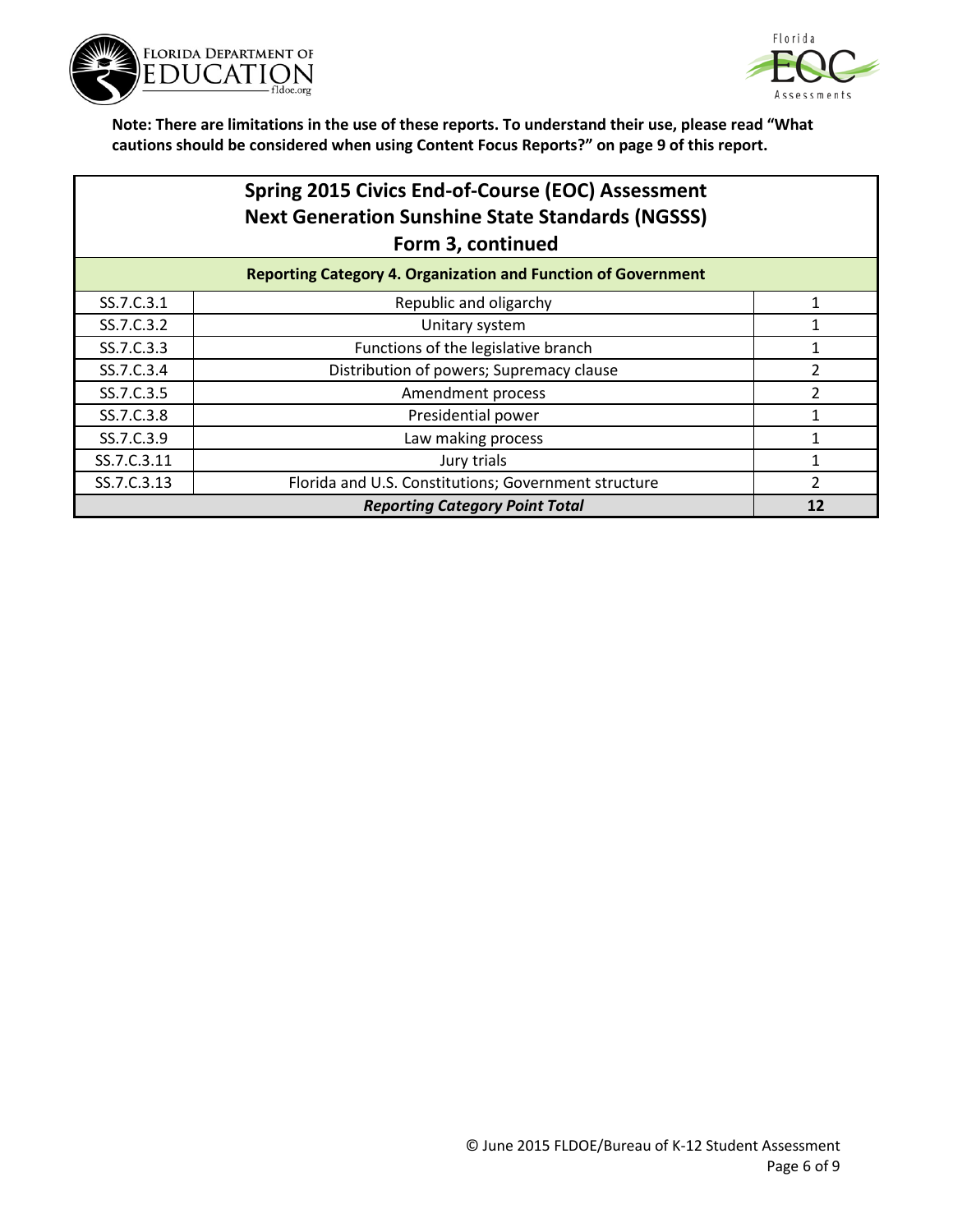**Note: There are limitations in the use of these reports. To understand their use, please read "What cautions should be considered when using Content Focus Reports?" on page 9 of this report.**

## Spring 2015 Civics End-of-Course (EOC) Assessment
## Next Generation Sunshine State Standards (NGSSS)
## Form 3, continued

| Reporting Category 4. Organization and Function of Government | | |
|---|---|---|
| SS.7.C.3.1 | Republic and oligarchy | 1 |
| SS.7.C.3.2 | Unitary system | 1 |
| SS.7.C.3.3 | Functions of the legislative branch | 1 |
| SS.7.C.3.4 | Distribution of powers; Supremacy clause | 2 |
| SS.7.C.3.5 | Amendment process | 2 |
| SS.7.C.3.8 | Presidential power | 1 |
| SS.7.C.3.9 | Law making process | 1 |
| SS.7.C.3.11 | Jury trials | 1 |
| SS.7.C.3.13 | Florida and U.S. Constitutions; Government structure | 2 |
| ***Reporting Category Point Total*** | | **12** |

© June 2015 FLDOE/Bureau of K-12 Student Assessment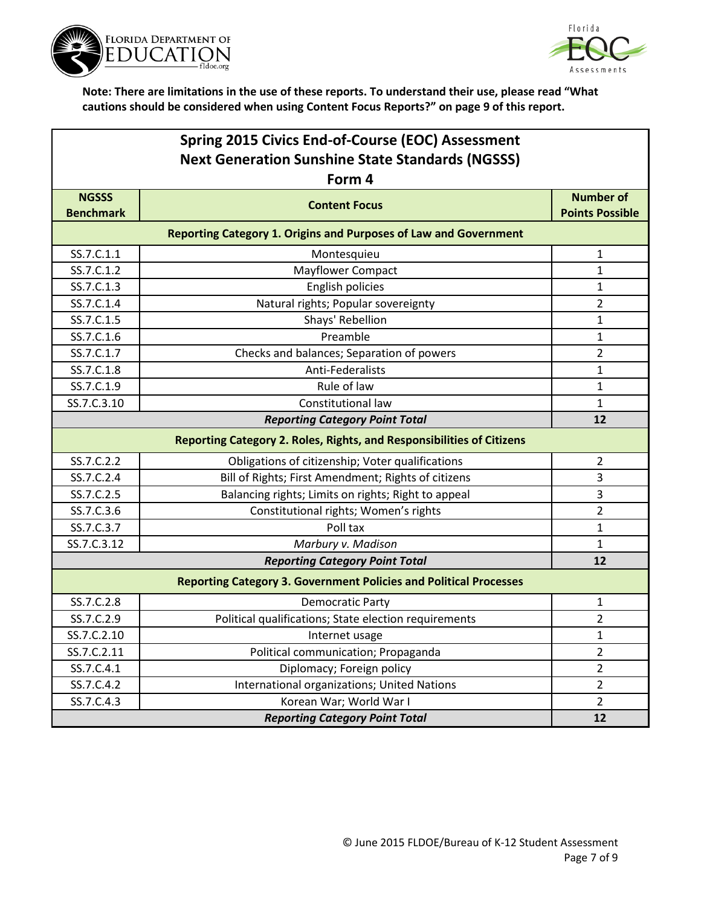**Note: There are limitations in the use of these reports. To understand their use, please read "What cautions should be considered when using Content Focus Reports?" on page 9 of this report.**

## Spring 2015 Civics End-of-Course (EOC) Assessment
## Next Generation Sunshine State Standards (NGSSS)
### Form 4

| NGSSS Benchmark | Content Focus | Number of Points Possible |
|---|---|---|
| **Reporting Category 1. Origins and Purposes of Law and Government** | | |
| SS.7.C.1.1 | Montesquieu | 1 |
| SS.7.C.1.2 | Mayflower Compact | 1 |
| SS.7.C.1.3 | English policies | 1 |
| SS.7.C.1.4 | Natural rights; Popular sovereignty | 2 |
| SS.7.C.1.5 | Shays' Rebellion | 1 |
| SS.7.C.1.6 | Preamble | 1 |
| SS.7.C.1.7 | Checks and balances; Separation of powers | 2 |
| SS.7.C.1.8 | Anti-Federalists | 1 |
| SS.7.C.1.9 | Rule of law | 1 |
| SS.7.C.3.10 | Constitutional law | 1 |
| ***Reporting Category Point Total*** | | **12** |
| **Reporting Category 2. Roles, Rights, and Responsibilities of Citizens** | | |
| SS.7.C.2.2 | Obligations of citizenship; Voter qualifications | 2 |
| SS.7.C.2.4 | Bill of Rights; First Amendment; Rights of citizens | 3 |
| SS.7.C.2.5 | Balancing rights; Limits on rights; Right to appeal | 3 |
| SS.7.C.3.6 | Constitutional rights; Women's rights | 2 |
| SS.7.C.3.7 | Poll tax | 1 |
| SS.7.C.3.12 | *Marbury v. Madison* | 1 |
| ***Reporting Category Point Total*** | | **12** |
| **Reporting Category 3. Government Policies and Political Processes** | | |
| SS.7.C.2.8 | Democratic Party | 1 |
| SS.7.C.2.9 | Political qualifications; State election requirements | 2 |
| SS.7.C.2.10 | Internet usage | 1 |
| SS.7.C.2.11 | Political communication; Propaganda | 2 |
| SS.7.C.4.1 | Diplomacy; Foreign policy | 2 |
| SS.7.C.4.2 | International organizations; United Nations | 2 |
| SS.7.C.4.3 | Korean War; World War I | 2 |
| ***Reporting Category Point Total*** | | **12** |

© June 2015 FLDOE/Bureau of K-12 Student Assessment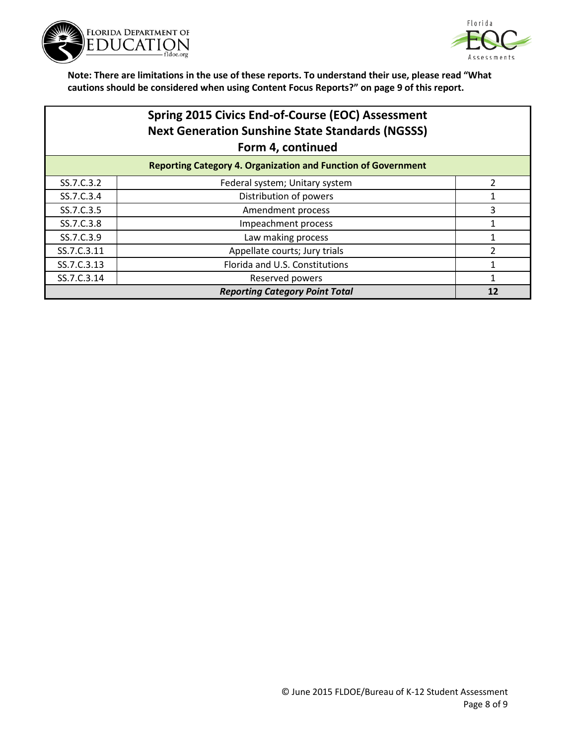**Note: There are limitations in the use of these reports. To understand their use, please read "What cautions should be considered when using Content Focus Reports?" on page 9 of this report.**

## Spring 2015 Civics End-of-Course (EOC) Assessment Next Generation Sunshine State Standards (NGSSS) Form 4, continued

| Reporting Category 4. Organization and Function of Government | | |
|---|---|---|
| SS.7.C.3.2 | Federal system; Unitary system | 2 |
| SS.7.C.3.4 | Distribution of powers | 1 |
| SS.7.C.3.5 | Amendment process | 3 |
| SS.7.C.3.8 | Impeachment process | 1 |
| SS.7.C.3.9 | Law making process | 1 |
| SS.7.C.3.11 | Appellate courts; Jury trials | 2 |
| SS.7.C.3.13 | Florida and U.S. Constitutions | 1 |
| SS.7.C.3.14 | Reserved powers | 1 |
| ***Reporting Category Point Total*** | | **12** |

© June 2015 FLDOE/Bureau of K-12 Student Assessment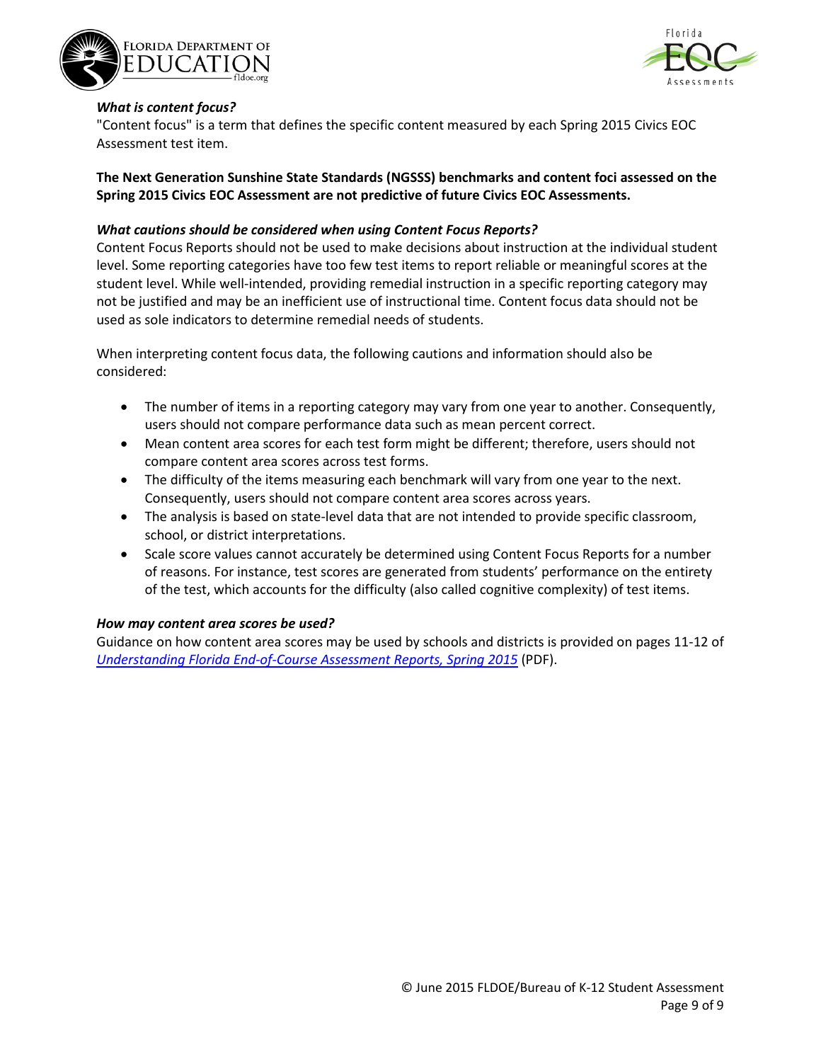### *What is content focus?*

"Content focus" is a term that defines the specific content measured by each Spring 2015 Civics EOC Assessment test item.

**The Next Generation Sunshine State Standards (NGSSS) benchmarks and content foci assessed on the Spring 2015 Civics EOC Assessment are not predictive of future Civics EOC Assessments.**

### *What cautions should be considered when using Content Focus Reports?*

Content Focus Reports should not be used to make decisions about instruction at the individual student level. Some reporting categories have too few test items to report reliable or meaningful scores at the student level. While well-intended, providing remedial instruction in a specific reporting category may not be justified and may be an inefficient use of instructional time. Content focus data should not be used as sole indicators to determine remedial needs of students.

When interpreting content focus data, the following cautions and information should also be considered:

- The number of items in a reporting category may vary from one year to another. Consequently, users should not compare performance data such as mean percent correct.
- Mean content area scores for each test form might be different; therefore, users should not compare content area scores across test forms.
- The difficulty of the items measuring each benchmark will vary from one year to the next. Consequently, users should not compare content area scores across years.
- The analysis is based on state-level data that are not intended to provide specific classroom, school, or district interpretations.
- Scale score values cannot accurately be determined using Content Focus Reports for a number of reasons. For instance, test scores are generated from students' performance on the entirety of the test, which accounts for the difficulty (also called cognitive complexity) of test items.

### *How may content area scores be used?*

Guidance on how content area scores may be used by schools and districts is provided on pages 11-12 of *Understanding Florida End-of-Course Assessment Reports, Spring 2015* (PDF).

© June 2015 FLDOE/Bureau of K-12 Student Assessment